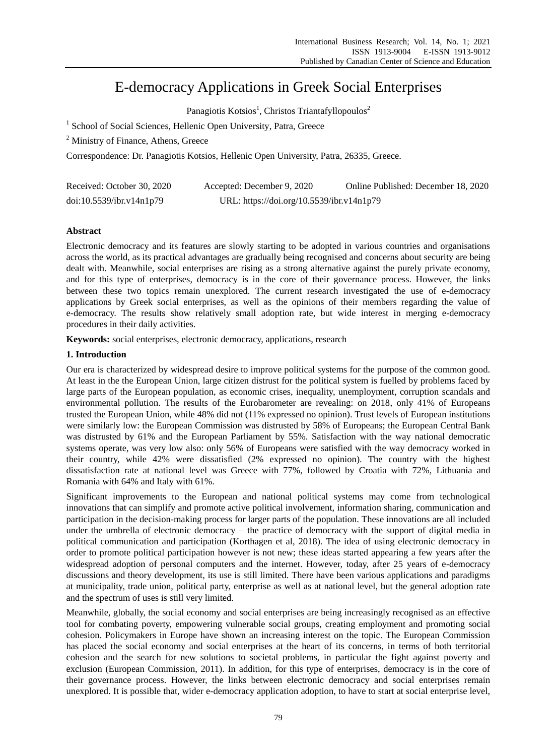# E-democracy Applications in Greek Social Enterprises

Panagiotis Kotsios[1], Christos Triantafyllopoulos[2]

[1] School of Social Sciences, Hellenic Open University, Patra, Greece

[2] Ministry of Finance, Athens, Greece

Correspondence: Dr. Panagiotis Kotsios, Hellenic Open University, Patra, 26335, Greece.

Received: October 30, 2020 Accepted: December 9, 2020 Online Published: December 18, 2020

doi:10.5539/ibr.v14n1p79 URL: https://doi.org/10.5539/ibr.v14n1p79

**Abstract**

Electronic democracy and its features are slowly starting to be adopted in various countries and organisations across the world, as its practical advantages are gradually being recognised and concerns about security are being dealt with. Meanwhile, social enterprises are rising as a strong alternative against the purely private economy, and for this type of enterprises, democracy is in the core of their governance process. However, the links between these two topics remain unexplored. The current research investigated the use of e-democracy applications by Greek social enterprises, as well as the opinions of their members regarding the value of e-democracy. The results show relatively small adoption rate, but wide interest in merging e-democracy procedures in their daily activities.

**Keywords:** social enterprises, electronic democracy, applications, research

## 1. Introduction

Our era is characterized by widespread desire to improve political systems for the purpose of the common good. At least in the the European Union, large citizen distrust for the political system is fuelled by problems faced by large parts of the European population, as economic crises, inequality, unemployment, corruption scandals and environmental pollution. The results of the Eurobarometer are revealing: on 2018, only 41% of Europeans trusted the European Union, while 48% did not (11% expressed no opinion). Trust levels of European institutions were similarly low: the European Commission was distrusted by 58% of Europeans; the European Central Bank was distrusted by 61% and the European Parliament by 55%. Satisfaction with the way national democratic systems operate, was very low also: only 56% of Europeans were satisfied with the way democracy worked in their country, while 42% were dissatisfied (2% expressed no opinion). The country with the highest dissatisfaction rate at national level was Greece with 77%, followed by Croatia with 72%, Lithuania and Romania with 64% and Italy with 61%.

Significant improvements to the European and national political systems may come from technological innovations that can simplify and promote active political involvement, information sharing, communication and participation in the decision-making process for larger parts of the population. These innovations are all included under the umbrella of electronic democracy – the practice of democracy with the support of digital media in political communication and participation (Korthagen et al, 2018). The idea of using electronic democracy in order to promote political participation however is not new; these ideas started appearing a few years after the widespread adoption of personal computers and the internet. However, today, after 25 years of e-democracy discussions and theory development, its use is still limited. There have been various applications and paradigms at municipality, trade union, political party, enterprise as well as at national level, but the general adoption rate and the spectrum of uses is still very limited.

Meanwhile, globally, the social economy and social enterprises are being increasingly recognised as an effective tool for combating poverty, empowering vulnerable social groups, creating employment and promoting social cohesion. Policymakers in Europe have shown an increasing interest on the topic. The European Commission has placed the social economy and social enterprises at the heart of its concerns, in terms of both territorial cohesion and the search for new solutions to societal problems, in particular the fight against poverty and exclusion (European Commission, 2011). In addition, for this type of enterprises, democracy is in the core of their governance process. However, the links between electronic democracy and social enterprises remain unexplored. It is possible that, wider e-democracy application adoption, to have to start at social enterprise level,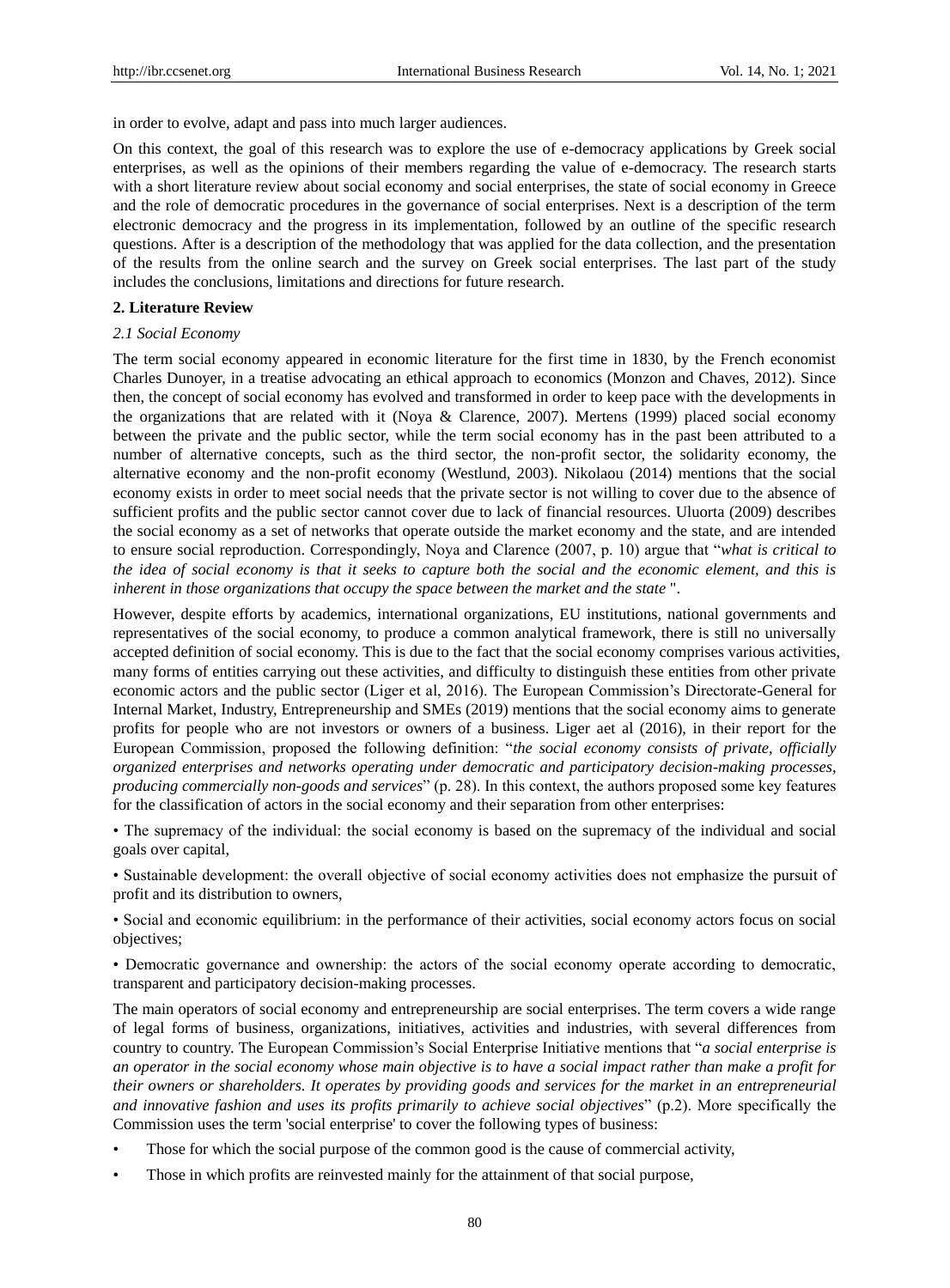in order to evolve, adapt and pass into much larger audiences.

On this context, the goal of this research was to explore the use of e-democracy applications by Greek social enterprises, as well as the opinions of their members regarding the value of e-democracy. The research starts with a short literature review about social economy and social enterprises, the state of social economy in Greece and the role of democratic procedures in the governance of social enterprises. Next is a description of the term electronic democracy and the progress in its implementation, followed by an outline of the specific research questions. After is a description of the methodology that was applied for the data collection, and the presentation of the results from the online search and the survey on Greek social enterprises. The last part of the study includes the conclusions, limitations and directions for future research.

## 2. Literature Review

### 2.1 Social Economy

The term social economy appeared in economic literature for the first time in 1830, by the French economist Charles Dunoyer, in a treatise advocating an ethical approach to economics (Monzon and Chaves, 2012). Since then, the concept of social economy has evolved and transformed in order to keep pace with the developments in the organizations that are related with it (Noya & Clarence, 2007). Mertens (1999) placed social economy between the private and the public sector, while the term social economy has in the past been attributed to a number of alternative concepts, such as the third sector, the non-profit sector, the solidarity economy, the alternative economy and the non-profit economy (Westlund, 2003). Nikolaou (2014) mentions that the social economy exists in order to meet social needs that the private sector is not willing to cover due to the absence of sufficient profits and the public sector cannot cover due to lack of financial resources. Uluorta (2009) describes the social economy as a set of networks that operate outside the market economy and the state, and are intended to ensure social reproduction. Correspondingly, Noya and Clarence (2007, p. 10) argue that "*what is critical to the idea of social economy is that it seeks to capture both the social and the economic element, and this is inherent in those organizations that occupy the space between the market and the state* ".

However, despite efforts by academics, international organizations, EU institutions, national governments and representatives of the social economy, to produce a common analytical framework, there is still no universally accepted definition of social economy. This is due to the fact that the social economy comprises various activities, many forms of entities carrying out these activities, and difficulty to distinguish these entities from other private economic actors and the public sector (Liger et al, 2016). The European Commission's Directorate-General for Internal Market, Industry, Entrepreneurship and SMEs (2019) mentions that the social economy aims to generate profits for people who are not investors or owners of a business. Liger aet al (2016), in their report for the European Commission, proposed the following definition: "*the social economy consists of private, officially organized enterprises and networks operating under democratic and participatory decision-making processes, producing commercially non-goods and services*" (p. 28). In this context, the authors proposed some key features for the classification of actors in the social economy and their separation from other enterprises:

• The supremacy of the individual: the social economy is based on the supremacy of the individual and social goals over capital,

• Sustainable development: the overall objective of social economy activities does not emphasize the pursuit of profit and its distribution to owners,

• Social and economic equilibrium: in the performance of their activities, social economy actors focus on social objectives;

• Democratic governance and ownership: the actors of the social economy operate according to democratic, transparent and participatory decision-making processes.

The main operators of social economy and entrepreneurship are social enterprises. The term covers a wide range of legal forms of business, organizations, initiatives, activities and industries, with several differences from country to country. The European Commission's Social Enterprise Initiative mentions that "*a social enterprise is an operator in the social economy whose main objective is to have a social impact rather than make a profit for their owners or shareholders. It operates by providing goods and services for the market in an entrepreneurial and innovative fashion and uses its profits primarily to achieve social objectives*" (p.2). More specifically the Commission uses the term 'social enterprise' to cover the following types of business:

- Those for which the social purpose of the common good is the cause of commercial activity,
- Those in which profits are reinvested mainly for the attainment of that social purpose,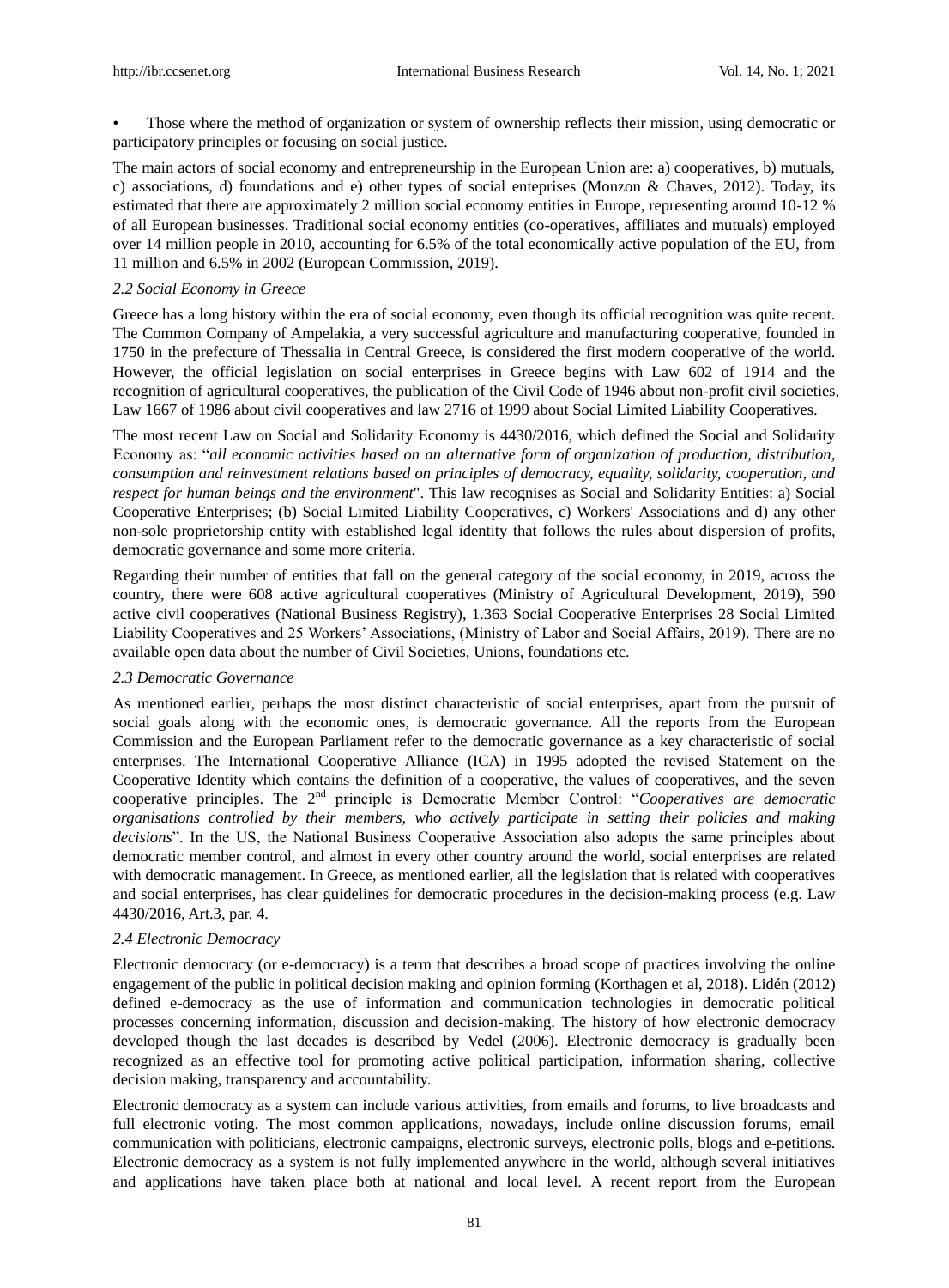• Those where the method of organization or system of ownership reflects their mission, using democratic or participatory principles or focusing on social justice.

The main actors of social economy and entrepreneurship in the European Union are: a) cooperatives, b) mutuals, c) associations, d) foundations and e) other types of social enteprises (Monzon & Chaves, 2012). Today, its estimated that there are approximately 2 million social economy entities in Europe, representing around 10-12 % of all European businesses. Traditional social economy entities (co-operatives, affiliates and mutuals) employed over 14 million people in 2010, accounting for 6.5% of the total economically active population of the EU, from 11 million and 6.5% in 2002 (European Commission, 2019).

### *2.2 Social Economy in Greece*

Greece has a long history within the era of social economy, even though its official recognition was quite recent. The Common Company of Ampelakia, a very successful agriculture and manufacturing cooperative, founded in 1750 in the prefecture of Thessalia in Central Greece, is considered the first modern cooperative of the world. However, the official legislation on social enterprises in Greece begins with Law 602 of 1914 and the recognition of agricultural cooperatives, the publication of the Civil Code of 1946 about non-profit civil societies, Law 1667 of 1986 about civil cooperatives and law 2716 of 1999 about Social Limited Liability Cooperatives.

The most recent Law on Social and Solidarity Economy is 4430/2016, which defined the Social and Solidarity Economy as: "*all economic activities based on an alternative form of organization of production, distribution, consumption and reinvestment relations based on principles of democracy, equality, solidarity, cooperation, and respect for human beings and the environment*". This law recognises as Social and Solidarity Entities: a) Social Cooperative Enterprises; (b) Social Limited Liability Cooperatives, c) Workers' Associations and d) any other non-sole proprietorship entity with established legal identity that follows the rules about dispersion of profits, democratic governance and some more criteria.

Regarding their number of entities that fall on the general category of the social economy, in 2019, across the country, there were 608 active agricultural cooperatives (Ministry of Agricultural Development, 2019), 590 active civil cooperatives (National Business Registry), 1.363 Social Cooperative Enterprises 28 Social Limited Liability Cooperatives and 25 Workers' Associations, (Ministry of Labor and Social Affairs, 2019). There are no available open data about the number of Civil Societies, Unions, foundations etc.

### *2.3 Democratic Governance*

As mentioned earlier, perhaps the most distinct characteristic of social enterprises, apart from the pursuit of social goals along with the economic ones, is democratic governance. All the reports from the European Commission and the European Parliament refer to the democratic governance as a key characteristic of social enterprises. The International Cooperative Alliance (ICA) in 1995 adopted the revised Statement on the Cooperative Identity which contains the definition of a cooperative, the values of cooperatives, and the seven cooperative principles. The 2nd principle is Democratic Member Control: "*Cooperatives are democratic organisations controlled by their members, who actively participate in setting their policies and making decisions*". In the US, the National Business Cooperative Association also adopts the same principles about democratic member control, and almost in every other country around the world, social enterprises are related with democratic management. In Greece, as mentioned earlier, all the legislation that is related with cooperatives and social enterprises, has clear guidelines for democratic procedures in the decision-making process (e.g. Law 4430/2016, Art.3, par. 4.

### *2.4 Electronic Democracy*

Electronic democracy (or e-democracy) is a term that describes a broad scope of practices involving the online engagement of the public in political decision making and opinion forming (Korthagen et al, 2018). Lidén (2012) defined e-democracy as the use of information and communication technologies in democratic political processes concerning information, discussion and decision-making. The history of how electronic democracy developed though the last decades is described by Vedel (2006). Electronic democracy is gradually been recognized as an effective tool for promoting active political participation, information sharing, collective decision making, transparency and accountability.

Electronic democracy as a system can include various activities, from emails and forums, to live broadcasts and full electronic voting. The most common applications, nowadays, include online discussion forums, email communication with politicians, electronic campaigns, electronic surveys, electronic polls, blogs and e-petitions. Electronic democracy as a system is not fully implemented anywhere in the world, although several initiatives and applications have taken place both at national and local level. A recent report from the European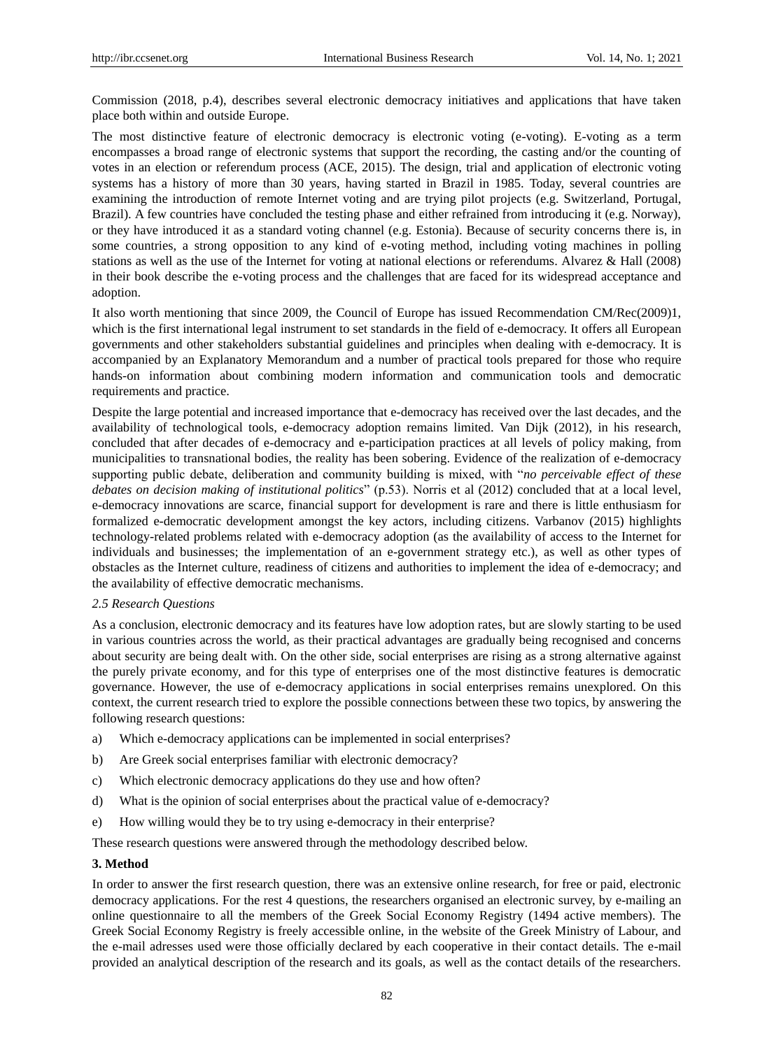Commission (2018, p.4), describes several electronic democracy initiatives and applications that have taken place both within and outside Europe.

The most distinctive feature of electronic democracy is electronic voting (e-voting). E-voting as a term encompasses a broad range of electronic systems that support the recording, the casting and/or the counting of votes in an election or referendum process (ACE, 2015). The design, trial and application of electronic voting systems has a history of more than 30 years, having started in Brazil in 1985. Today, several countries are examining the introduction of remote Internet voting and are trying pilot projects (e.g. Switzerland, Portugal, Brazil). A few countries have concluded the testing phase and either refrained from introducing it (e.g. Norway), or they have introduced it as a standard voting channel (e.g. Estonia). Because of security concerns there is, in some countries, a strong opposition to any kind of e-voting method, including voting machines in polling stations as well as the use of the Internet for voting at national elections or referendums. Alvarez & Hall (2008) in their book describe the e-voting process and the challenges that are faced for its widespread acceptance and adoption.

It also worth mentioning that since 2009, the Council of Europe has issued Recommendation CM/Rec(2009)1, which is the first international legal instrument to set standards in the field of e-democracy. It offers all European governments and other stakeholders substantial guidelines and principles when dealing with e-democracy. It is accompanied by an Explanatory Memorandum and a number of practical tools prepared for those who require hands-on information about combining modern information and communication tools and democratic requirements and practice.

Despite the large potential and increased importance that e-democracy has received over the last decades, and the availability of technological tools, e-democracy adoption remains limited. Van Dijk (2012), in his research, concluded that after decades of e-democracy and e-participation practices at all levels of policy making, from municipalities to transnational bodies, the reality has been sobering. Evidence of the realization of e-democracy supporting public debate, deliberation and community building is mixed, with "*no perceivable effect of these debates on decision making of institutional politics*" (p.53). Norris et al (2012) concluded that at a local level, e-democracy innovations are scarce, financial support for development is rare and there is little enthusiasm for formalized e-democratic development amongst the key actors, including citizens. Varbanov (2015) highlights technology-related problems related with e-democracy adoption (as the availability of access to the Internet for individuals and businesses; the implementation of an e-government strategy etc.), as well as other types of obstacles as the Internet culture, readiness of citizens and authorities to implement the idea of e-democracy; and the availability of effective democratic mechanisms.

### *2.5 Research Questions*

As a conclusion, electronic democracy and its features have low adoption rates, but are slowly starting to be used in various countries across the world, as their practical advantages are gradually being recognised and concerns about security are being dealt with. On the other side, social enterprises are rising as a strong alternative against the purely private economy, and for this type of enterprises one of the most distinctive features is democratic governance. However, the use of e-democracy applications in social enterprises remains unexplored. On this context, the current research tried to explore the possible connections between these two topics, by answering the following research questions:

a) Which e-democracy applications can be implemented in social enterprises?

b) Are Greek social enterprises familiar with electronic democracy?

c) Which electronic democracy applications do they use and how often?

d) What is the opinion of social enterprises about the practical value of e-democracy?

e) How willing would they be to try using e-democracy in their enterprise?

These research questions were answered through the methodology described below.

## **3. Method**

In order to answer the first research question, there was an extensive online research, for free or paid, electronic democracy applications. For the rest 4 questions, the researchers organised an electronic survey, by e-mailing an online questionnaire to all the members of the Greek Social Economy Registry (1494 active members). The Greek Social Economy Registry is freely accessible online, in the website of the Greek Ministry of Labour, and the e-mail adresses used were those officially declared by each cooperative in their contact details. The e-mail provided an analytical description of the research and its goals, as well as the contact details of the researchers.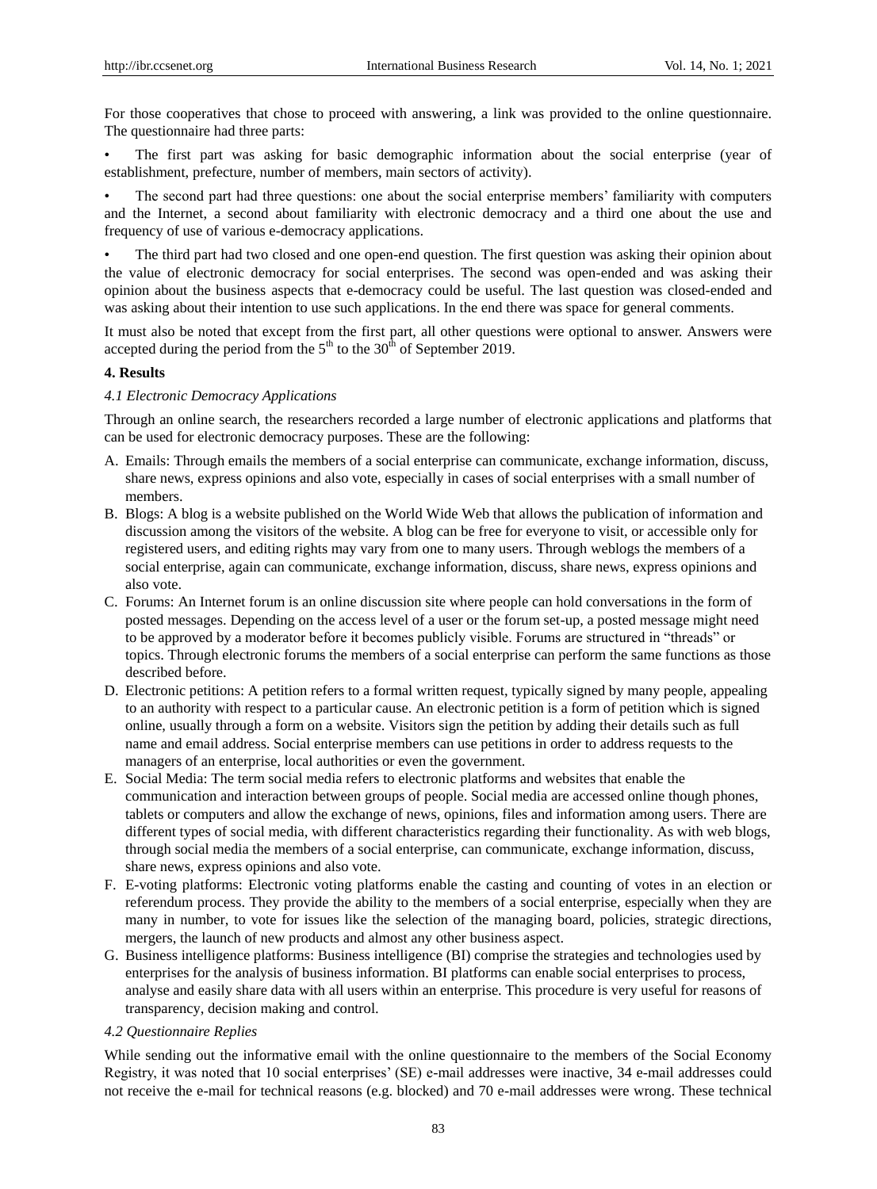For those cooperatives that chose to proceed with answering, a link was provided to the online questionnaire. The questionnaire had three parts:

- The first part was asking for basic demographic information about the social enterprise (year of establishment, prefecture, number of members, main sectors of activity).
- The second part had three questions: one about the social enterprise members' familiarity with computers and the Internet, a second about familiarity with electronic democracy and a third one about the use and frequency of use of various e-democracy applications.
- The third part had two closed and one open-end question. The first question was asking their opinion about the value of electronic democracy for social enterprises. The second was open-ended and was asking their opinion about the business aspects that e-democracy could be useful. The last question was closed-ended and was asking about their intention to use such applications. In the end there was space for general comments.

It must also be noted that except from the first part, all other questions were optional to answer. Answers were accepted during the period from the 5th to the 30th of September 2019.

## 4. Results

### 4.1 Electronic Democracy Applications

Through an online search, the researchers recorded a large number of electronic applications and platforms that can be used for electronic democracy purposes. These are the following:

A. Emails: Through emails the members of a social enterprise can communicate, exchange information, discuss, share news, express opinions and also vote, especially in cases of social enterprises with a small number of members.

B. Blogs: A blog is a website published on the World Wide Web that allows the publication of information and discussion among the visitors of the website. A blog can be free for everyone to visit, or accessible only for registered users, and editing rights may vary from one to many users. Through weblogs the members of a social enterprise, again can communicate, exchange information, discuss, share news, express opinions and also vote.

C. Forums: An Internet forum is an online discussion site where people can hold conversations in the form of posted messages. Depending on the access level of a user or the forum set-up, a posted message might need to be approved by a moderator before it becomes publicly visible. Forums are structured in "threads" or topics. Through electronic forums the members of a social enterprise can perform the same functions as those described before.

D. Electronic petitions: A petition refers to a formal written request, typically signed by many people, appealing to an authority with respect to a particular cause. An electronic petition is a form of petition which is signed online, usually through a form on a website. Visitors sign the petition by adding their details such as full name and email address. Social enterprise members can use petitions in order to address requests to the managers of an enterprise, local authorities or even the government.

E. Social Media: The term social media refers to electronic platforms and websites that enable the communication and interaction between groups of people. Social media are accessed online though phones, tablets or computers and allow the exchange of news, opinions, files and information among users. There are different types of social media, with different characteristics regarding their functionality. As with web blogs, through social media the members of a social enterprise, can communicate, exchange information, discuss, share news, express opinions and also vote.

F. E-voting platforms: Electronic voting platforms enable the casting and counting of votes in an election or referendum process. They provide the ability to the members of a social enterprise, especially when they are many in number, to vote for issues like the selection of the managing board, policies, strategic directions, mergers, the launch of new products and almost any other business aspect.

G. Business intelligence platforms: Business intelligence (BI) comprise the strategies and technologies used by enterprises for the analysis of business information. BI platforms can enable social enterprises to process, analyse and easily share data with all users within an enterprise. This procedure is very useful for reasons of transparency, decision making and control.

### 4.2 Questionnaire Replies

While sending out the informative email with the online questionnaire to the members of the Social Economy Registry, it was noted that 10 social enterprises' (SE) e-mail addresses were inactive, 34 e-mail addresses could not receive the e-mail for technical reasons (e.g. blocked) and 70 e-mail addresses were wrong. These technical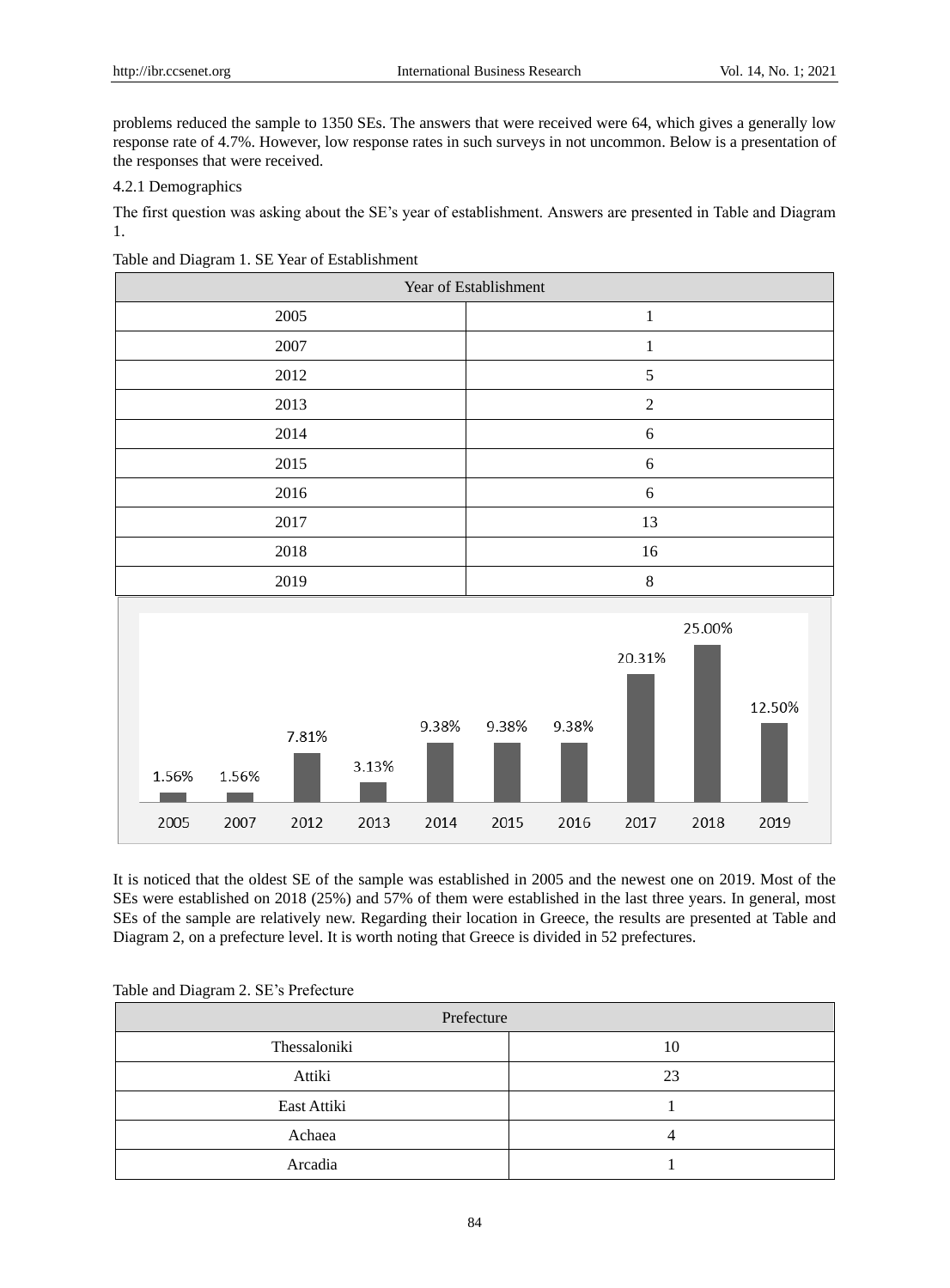problems reduced the sample to 1350 SEs. The answers that were received were 64, which gives a generally low response rate of 4.7%. However, low response rates in such surveys in not uncommon. Below is a presentation of the responses that were received.

4.2.1 Demographics

The first question was asking about the SE's year of establishment. Answers are presented in Table and Diagram 1.

Table and Diagram 1. SE Year of Establishment

| Year of Establishment | |
|---|---|
| 2005 | 1 |
| 2007 | 1 |
| 2012 | 5 |
| 2013 | 2 |
| 2014 | 6 |
| 2015 | 6 |
| 2016 | 6 |
| 2017 | 13 |
| 2018 | 16 |
| 2019 | 8 |

| 2005 | 2007 | 2012 | 2013 | 2014 | 2015 | 2016 | 2017 | 2018 | 2019 |
|---|---|---|---|---|---|---|---|---|---|
| 1.56% | 1.56% | 7.81% | 3.13% | 9.38% | 9.38% | 9.38% | 20.31% | 25.00% | 12.50% |

It is noticed that the oldest SE of the sample was established in 2005 and the newest one on 2019. Most of the SEs were established on 2018 (25%) and 57% of them were established in the last three years. In general, most SEs of the sample are relatively new. Regarding their location in Greece, the results are presented at Table and Diagram 2, on a prefecture level. It is worth noting that Greece is divided in 52 prefectures.

Table and Diagram 2. SE's Prefecture

| Prefecture | |
|---|---|
| Thessaloniki | 10 |
| Attiki | 23 |
| East Attiki | 1 |
| Achaea | 4 |
| Arcadia | 1 |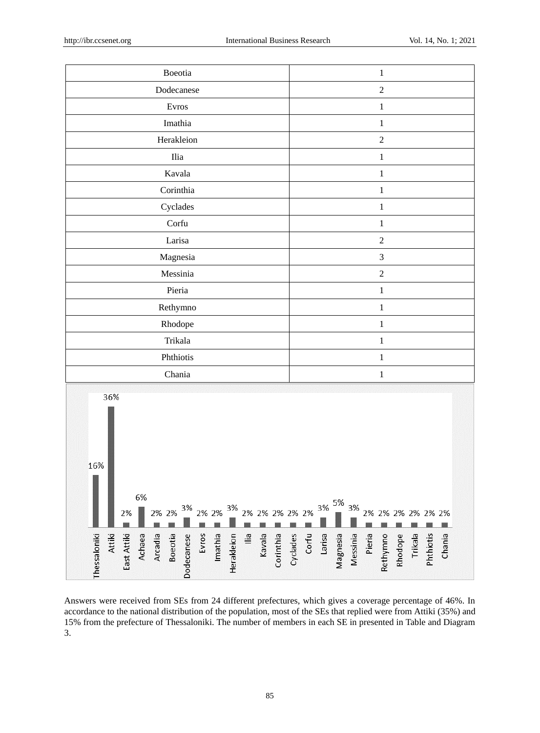| | |
|---|---|
| Boeotia | 1 |
| Dodecanese | 2 |
| Evros | 1 |
| Imathia | 1 |
| Herakleion | 2 |
| Ilia | 1 |
| Kavala | 1 |
| Corinthia | 1 |
| Cyclades | 1 |
| Corfu | 1 |
| Larisa | 2 |
| Magnesia | 3 |
| Messinia | 2 |
| Pieria | 1 |
| Rethymno | 1 |
| Rhodope | 1 |
| Trikala | 1 |
| Phthiotis | 1 |
| Chania | 1 |

Answers were received from SEs from 24 different prefectures, which gives a coverage percentage of 46%. In accordance to the national distribution of the population, most of the SEs that replied were from Attiki (35%) and 15% from the prefecture of Thessaloniki. The number of members in each SE in presented in Table and Diagram 3.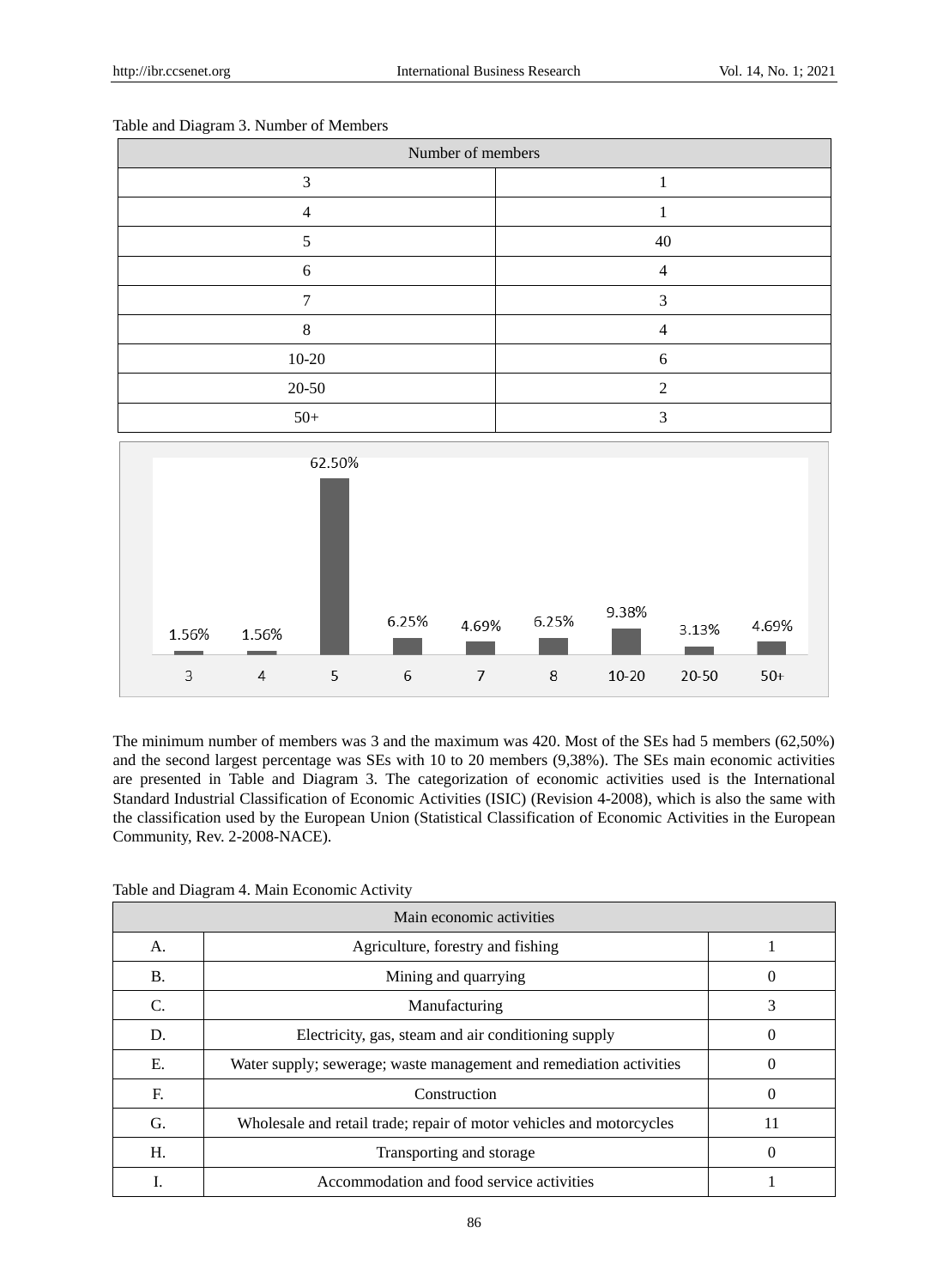Table and Diagram 3. Number of Members

| Number of members | |
|---|---|
| 3 | 1 |
| 4 | 1 |
| 5 | 40 |
| 6 | 4 |
| 7 | 3 |
| 8 | 4 |
| 10-20 | 6 |
| 20-50 | 2 |
| 50+ | 3 |

| 3 | 4 | 5 | 6 | 7 | 8 | 10-20 | 20-50 | 50+ |
|---|---|---|---|---|---|---|---|---|
| 1.56% | 1.56% | 62.50% | 6.25% | 4.69% | 6.25% | 9.38% | 3.13% | 4.69% |

The minimum number of members was 3 and the maximum was 420. Most of the SEs had 5 members (62,50%) and the second largest percentage was SEs with 10 to 20 members (9,38%). The SEs main economic activities are presented in Table and Diagram 3. The categorization of economic activities used is the International Standard Industrial Classification of Economic Activities (ISIC) (Revision 4-2008), which is also the same with the classification used by the European Union (Statistical Classification of Economic Activities in the European Community, Rev. 2-2008-NACE).

Table and Diagram 4. Main Economic Activity

| Main economic activities | | |
|---|---|---|
| A. | Agriculture, forestry and fishing | 1 |
| B. | Mining and quarrying | 0 |
| C. | Manufacturing | 3 |
| D. | Electricity, gas, steam and air conditioning supply | 0 |
| E. | Water supply; sewerage; waste management and remediation activities | 0 |
| F. | Construction | 0 |
| G. | Wholesale and retail trade; repair of motor vehicles and motorcycles | 11 |
| H. | Transporting and storage | 0 |
| I. | Accommodation and food service activities | 1 |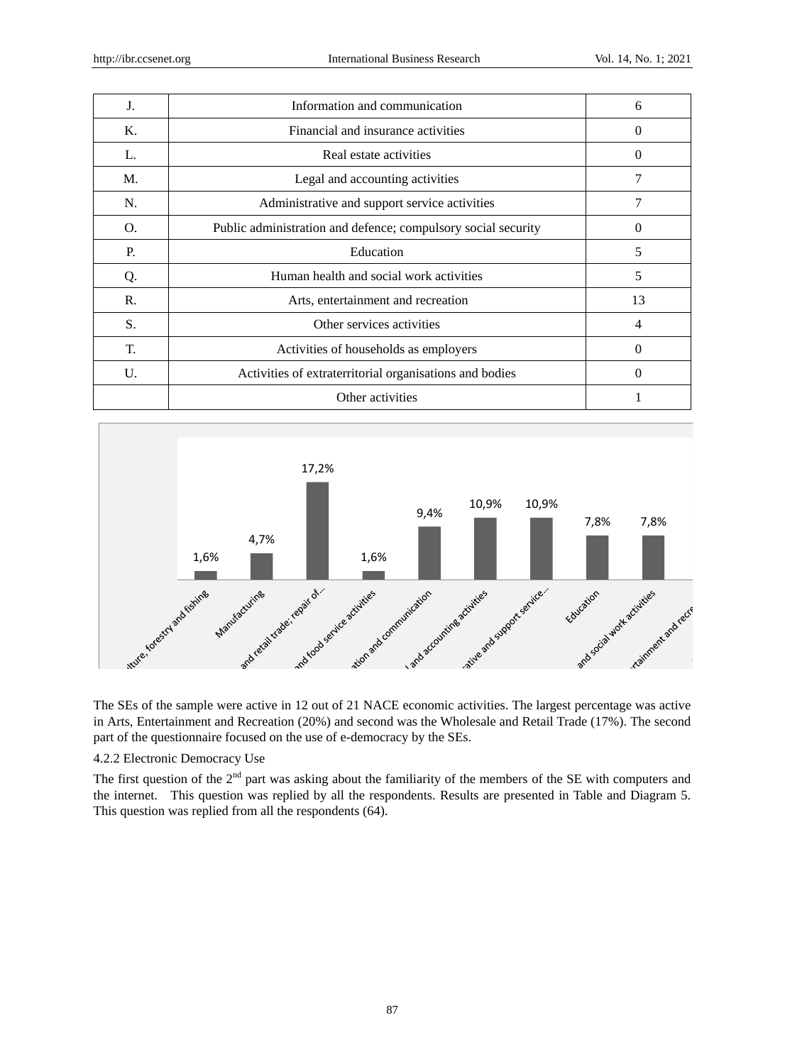| J. | Information and communication | 6 |
|---|---|---|
| K. | Financial and insurance activities | 0 |
| L. | Real estate activities | 0 |
| M. | Legal and accounting activities | 7 |
| N. | Administrative and support service activities | 7 |
| O. | Public administration and defence; compulsory social security | 0 |
| P. | Education | 5 |
| Q. | Human health and social work activities | 5 |
| R. | Arts, entertainment and recreation | 13 |
| S. | Other services activities | 4 |
| T. | Activities of households as employers | 0 |
| U. | Activities of extraterritorial organisations and bodies | 0 |
| | Other activities | 1 |

The SEs of the sample were active in 12 out of 21 NACE economic activities. The largest percentage was active in Arts, Entertainment and Recreation (20%) and second was the Wholesale and Retail Trade (17%). The second part of the questionnaire focused on the use of e-democracy by the SEs.

4.2.2 Electronic Democracy Use

The first question of the 2nd part was asking about the familiarity of the members of the SE with computers and the internet. This question was replied by all the respondents. Results are presented in Table and Diagram 5. This question was replied from all the respondents (64).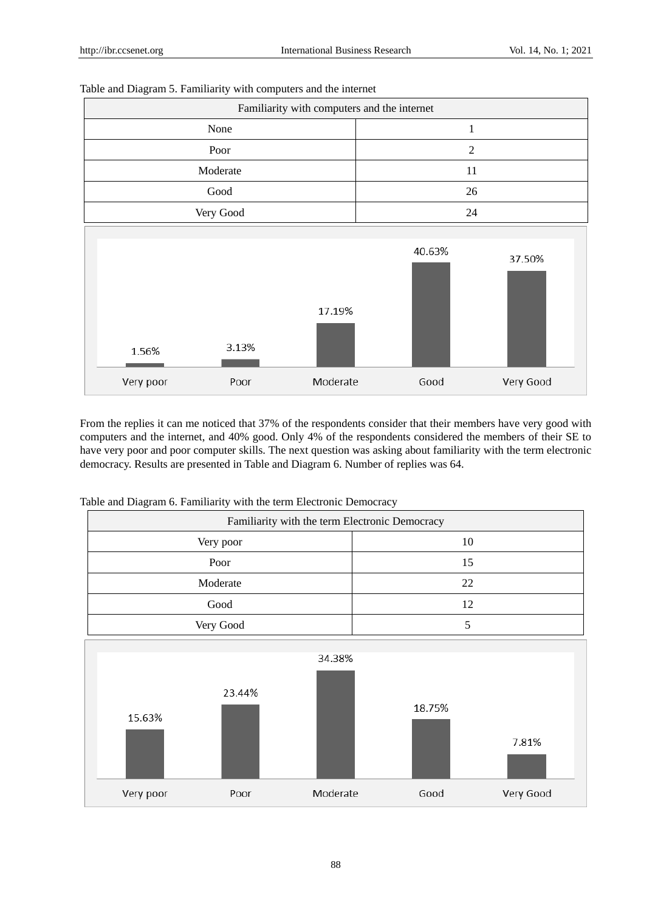Table and Diagram 5. Familiarity with computers and the internet

| Familiarity with computers and the internet | |
|---|---|
| None | 1 |
| Poor | 2 |
| Moderate | 11 |
| Good | 26 |
| Very Good | 24 |

| Very poor | Poor | Moderate | Good | Very Good |
|---|---|---|---|---|
| 1.56% | 3.13% | 17.19% | 40.63% | 37.50% |

From the replies it can me noticed that 37% of the respondents consider that their members have very good with computers and the internet, and 40% good. Only 4% of the respondents considered the members of their SE to have very poor and poor computer skills. The next question was asking about familiarity with the term electronic democracy. Results are presented in Table and Diagram 6. Number of replies was 64.

Table and Diagram 6. Familiarity with the term Electronic Democracy

| Familiarity with the term Electronic Democracy | |
|---|---|
| Very poor | 10 |
| Poor | 15 |
| Moderate | 22 |
| Good | 12 |
| Very Good | 5 |

| Very poor | Poor | Moderate | Good | Very Good |
|---|---|---|---|---|
| 15.63% | 23.44% | 34.38% | 18.75% | 7.81% |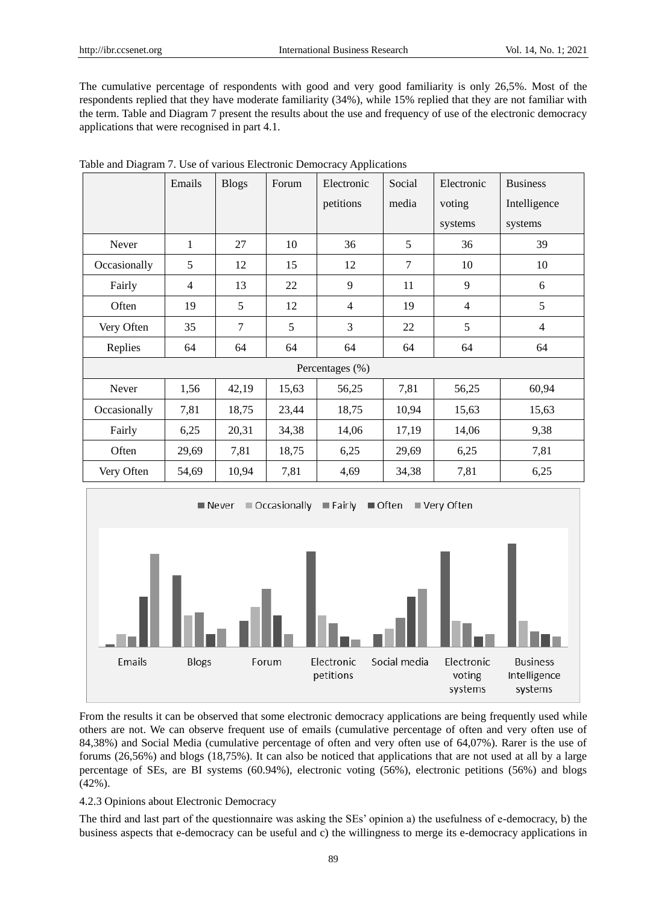The cumulative percentage of respondents with good and very good familiarity is only 26,5%. Most of the respondents replied that they have moderate familiarity (34%), while 15% replied that they are not familiar with the term. Table and Diagram 7 present the results about the use and frequency of use of the electronic democracy applications that were recognised in part 4.1.

Table and Diagram 7. Use of various Electronic Democracy Applications

| | Emails | Blogs | Forum | Electronic petitions | Social media | Electronic voting systems | Business Intelligence systems |
|---|---|---|---|---|---|---|---|
| Never | 1 | 27 | 10 | 36 | 5 | 36 | 39 |
| Occasionally | 5 | 12 | 15 | 12 | 7 | 10 | 10 |
| Fairly | 4 | 13 | 22 | 9 | 11 | 9 | 6 |
| Often | 19 | 5 | 12 | 4 | 19 | 4 | 5 |
| Very Often | 35 | 7 | 5 | 3 | 22 | 5 | 4 |
| Replies | 64 | 64 | 64 | 64 | 64 | 64 | 64 |
| Percentages (%) | | | | | | | |
| Never | 1,56 | 42,19 | 15,63 | 56,25 | 7,81 | 56,25 | 60,94 |
| Occasionally | 7,81 | 18,75 | 23,44 | 18,75 | 10,94 | 15,63 | 15,63 |
| Fairly | 6,25 | 20,31 | 34,38 | 14,06 | 17,19 | 14,06 | 9,38 |
| Often | 29,69 | 7,81 | 18,75 | 6,25 | 29,69 | 6,25 | 7,81 |
| Very Often | 54,69 | 10,94 | 7,81 | 4,69 | 34,38 | 7,81 | 6,25 |

From the results it can be observed that some electronic democracy applications are being frequently used while others are not. We can observe frequent use of emails (cumulative percentage of often and very often use of 84,38%) and Social Media (cumulative percentage of often and very often use of 64,07%). Rarer is the use of forums (26,56%) and blogs (18,75%). It can also be noticed that applications that are not used at all by a large percentage of SEs, are BI systems (60.94%), electronic voting (56%), electronic petitions (56%) and blogs (42%).

4.2.3 Opinions about Electronic Democracy

The third and last part of the questionnaire was asking the SEs' opinion a) the usefulness of e-democracy, b) the business aspects that e-democracy can be useful and c) the willingness to merge its e-democracy applications in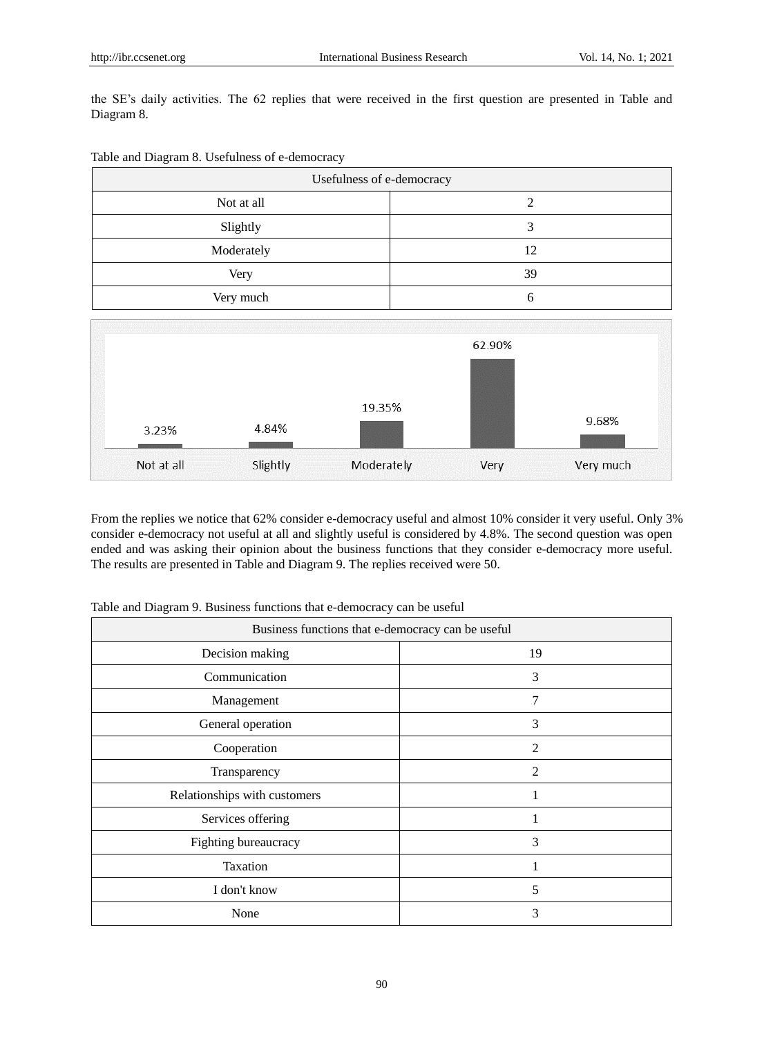the SE's daily activities. The 62 replies that were received in the first question are presented in Table and Diagram 8.

Table and Diagram 8. Usefulness of e-democracy

| Usefulness of e-democracy | |
|---|---|
| Not at all | 2 |
| Slightly | 3 |
| Moderately | 12 |
| Very | 39 |
| Very much | 6 |

| Not at all | Slightly | Moderately | Very | Very much |
|---|---|---|---|---|
| 3.23% | 4.84% | 19.35% | 62.90% | 9.68% |

From the replies we notice that 62% consider e-democracy useful and almost 10% consider it very useful. Only 3% consider e-democracy not useful at all and slightly useful is considered by 4.8%. The second question was open ended and was asking their opinion about the business functions that they consider e-democracy more useful. The results are presented in Table and Diagram 9. The replies received were 50.

Table and Diagram 9. Business functions that e-democracy can be useful

| Business functions that e-democracy can be useful | |
|---|---|
| Decision making | 19 |
| Communication | 3 |
| Management | 7 |
| General operation | 3 |
| Cooperation | 2 |
| Transparency | 2 |
| Relationships with customers | 1 |
| Services offering | 1 |
| Fighting bureaucracy | 3 |
| Taxation | 1 |
| I don't know | 5 |
| None | 3 |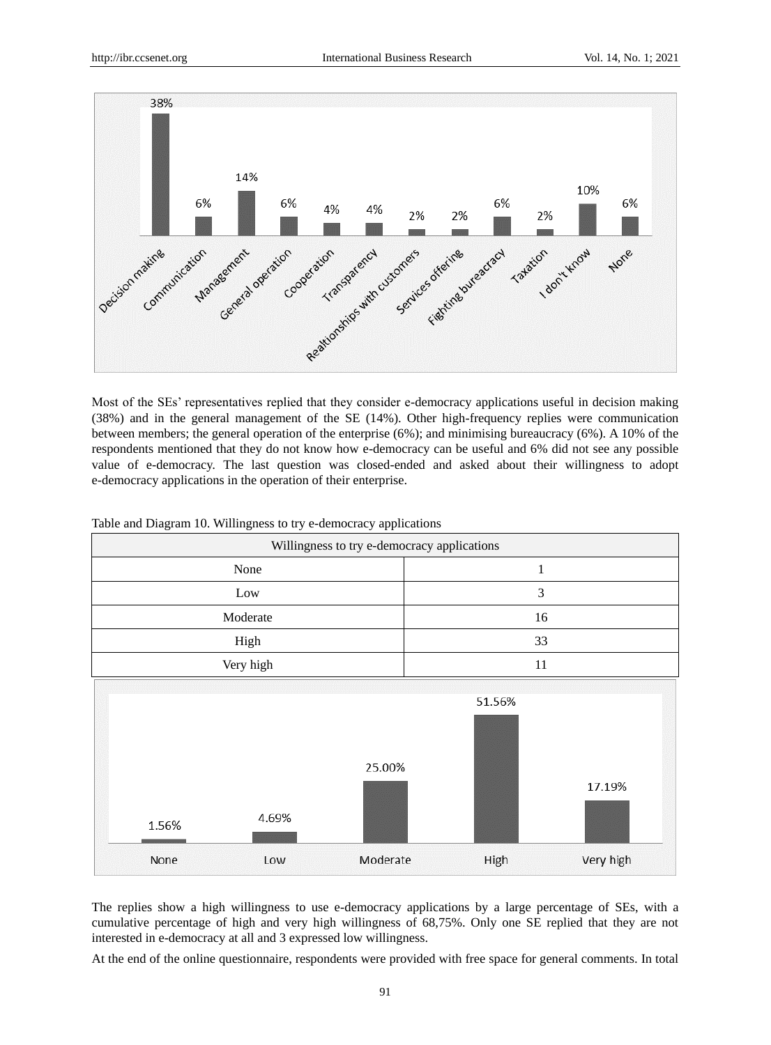Most of the SEs' representatives replied that they consider e-democracy applications useful in decision making (38%) and in the general management of the SE (14%). Other high-frequency replies were communication between members; the general operation of the enterprise (6%); and minimising bureaucracy (6%). A 10% of the respondents mentioned that they do not know how e-democracy can be useful and 6% did not see any possible value of e-democracy. The last question was closed-ended and asked about their willingness to adopt e-democracy applications in the operation of their enterprise.

Table and Diagram 10. Willingness to try e-democracy applications

| Willingness to try e-democracy applications | |
|---|---|
| None | 1 |
| Low | 3 |
| Moderate | 16 |
| High | 33 |
| Very high | 11 |

The replies show a high willingness to use e-democracy applications by a large percentage of SEs, with a cumulative percentage of high and very high willingness of 68,75%. Only one SE replied that they are not interested in e-democracy at all and 3 expressed low willingness.

At the end of the online questionnaire, respondents were provided with free space for general comments. In total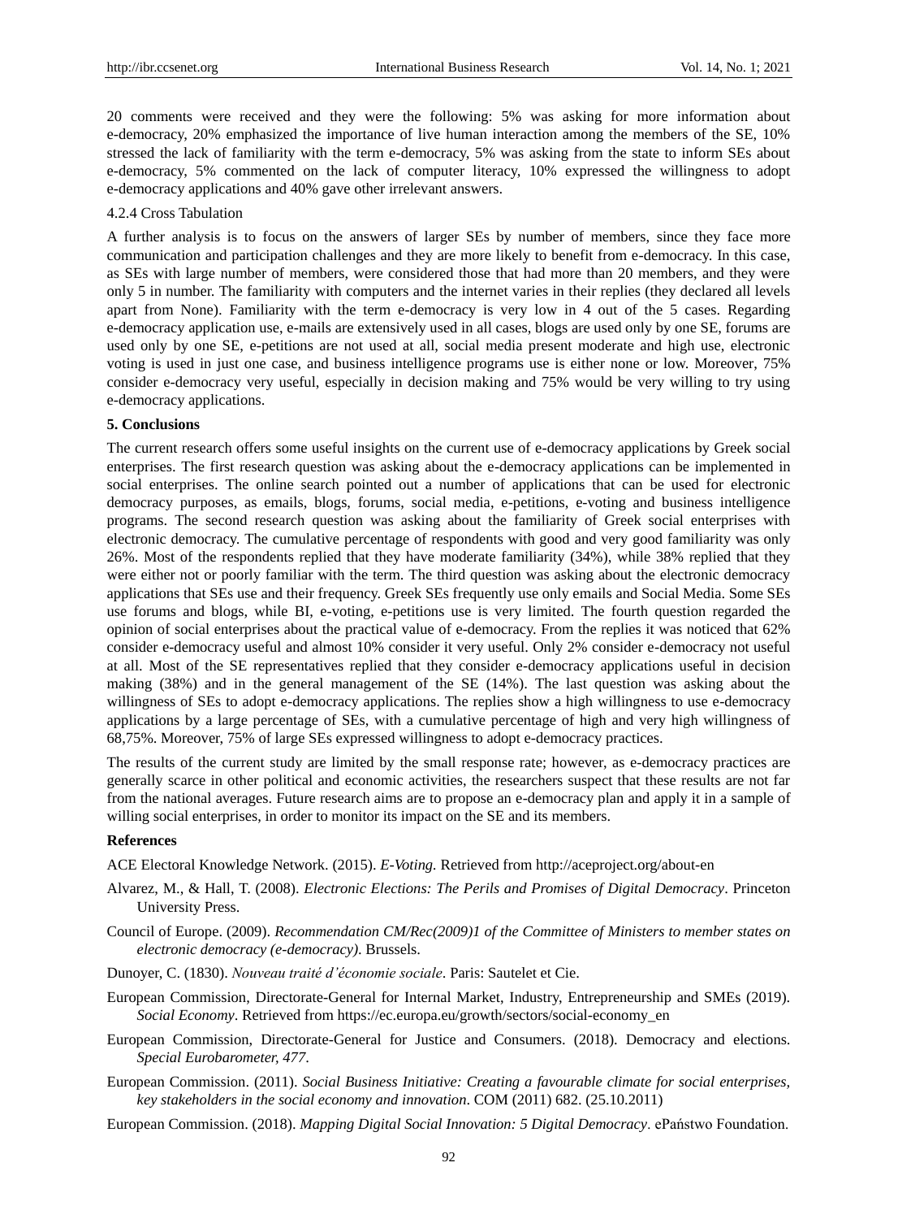20 comments were received and they were the following: 5% was asking for more information about e-democracy, 20% emphasized the importance of live human interaction among the members of the SE, 10% stressed the lack of familiarity with the term e-democracy, 5% was asking from the state to inform SEs about e-democracy, 5% commented on the lack of computer literacy, 10% expressed the willingness to adopt e-democracy applications and 40% gave other irrelevant answers.

#### 4.2.4 Cross Tabulation

A further analysis is to focus on the answers of larger SEs by number of members, since they face more communication and participation challenges and they are more likely to benefit from e-democracy. In this case, as SEs with large number of members, were considered those that had more than 20 members, and they were only 5 in number. The familiarity with computers and the internet varies in their replies (they declared all levels apart from None). Familiarity with the term e-democracy is very low in 4 out of the 5 cases. Regarding e-democracy application use, e-mails are extensively used in all cases, blogs are used only by one SE, forums are used only by one SE, e-petitions are not used at all, social media present moderate and high use, electronic voting is used in just one case, and business intelligence programs use is either none or low. Moreover, 75% consider e-democracy very useful, especially in decision making and 75% would be very willing to try using e-democracy applications.

## 5. Conclusions

The current research offers some useful insights on the current use of e-democracy applications by Greek social enterprises. The first research question was asking about the e-democracy applications can be implemented in social enterprises. The online search pointed out a number of applications that can be used for electronic democracy purposes, as emails, blogs, forums, social media, e-petitions, e-voting and business intelligence programs. The second research question was asking about the familiarity of Greek social enterprises with electronic democracy. The cumulative percentage of respondents with good and very good familiarity was only 26%. Most of the respondents replied that they have moderate familiarity (34%), while 38% replied that they were either not or poorly familiar with the term. The third question was asking about the electronic democracy applications that SEs use and their frequency. Greek SEs frequently use only emails and Social Media. Some SEs use forums and blogs, while BI, e-voting, e-petitions use is very limited. The fourth question regarded the opinion of social enterprises about the practical value of e-democracy. From the replies it was noticed that 62% consider e-democracy useful and almost 10% consider it very useful. Only 2% consider e-democracy not useful at all. Most of the SE representatives replied that they consider e-democracy applications useful in decision making (38%) and in the general management of the SE (14%). The last question was asking about the willingness of SEs to adopt e-democracy applications. The replies show a high willingness to use e-democracy applications by a large percentage of SEs, with a cumulative percentage of high and very high willingness of 68,75%. Moreover, 75% of large SEs expressed willingness to adopt e-democracy practices.

The results of the current study are limited by the small response rate; however, as e-democracy practices are generally scarce in other political and economic activities, the researchers suspect that these results are not far from the national averages. Future research aims are to propose an e-democracy plan and apply it in a sample of willing social enterprises, in order to monitor its impact on the SE and its members.

## References

ACE Electoral Knowledge Network. (2015). *E-Voting.* Retrieved from http://aceproject.org/about-en

Alvarez, M., & Hall, T. (2008). *Electronic Elections: The Perils and Promises of Digital Democracy*. Princeton University Press.

Council of Europe. (2009). *Recommendation CM/Rec(2009)1 of the Committee of Ministers to member states on electronic democracy (e-democracy)*. Brussels.

Dunoyer, C. (1830). *Nouveau traité d'économie sociale*. Paris: Sautelet et Cie.

European Commission, Directorate-General for Internal Market, Industry, Entrepreneurship and SMEs (2019). *Social Economy*. Retrieved from https://ec.europa.eu/growth/sectors/social-economy_en

European Commission, Directorate-General for Justice and Consumers. (2018). Democracy and elections. *Special Eurobarometer, 477*.

European Commission. (2011). *Social Business Initiative: Creating a favourable climate for social enterprises, key stakeholders in the social economy and innovation*. COM (2011) 682. (25.10.2011)

European Commission. (2018). *Mapping Digital Social Innovation: 5 Digital Democracy*. ePaństwo Foundation.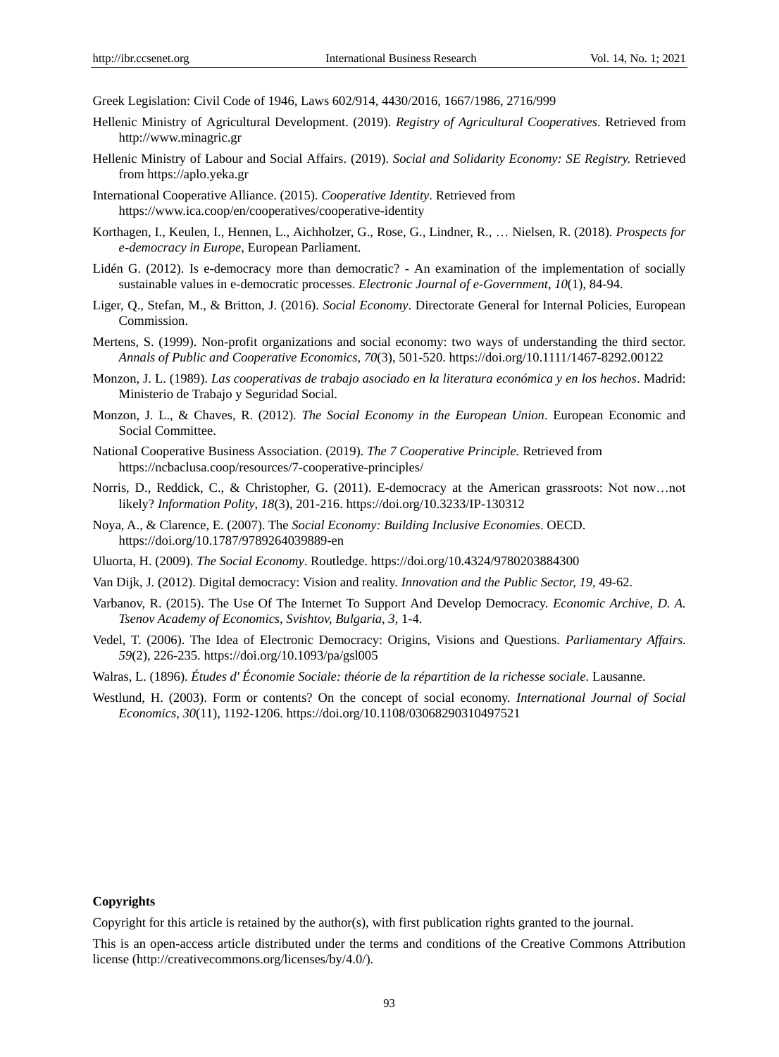Greek Legislation: Civil Code of 1946, Laws 602/914, 4430/2016, 1667/1986, 2716/999

Hellenic Ministry of Agricultural Development. (2019). *Registry of Agricultural Cooperatives*. Retrieved from http://www.minagric.gr

Hellenic Ministry of Labour and Social Affairs. (2019). *Social and Solidarity Economy: SE Registry.* Retrieved from https://aplo.yeka.gr

International Cooperative Alliance. (2015). *Cooperative Identity*. Retrieved from https://www.ica.coop/en/cooperatives/cooperative-identity

Korthagen, I., Keulen, I., Hennen, L., Aichholzer, G., Rose, G., Lindner, R., … Nielsen, R. (2018). *Prospects for e-democracy in Europe*, European Parliament.

Lidén G. (2012). Is e-democracy more than democratic? - An examination of the implementation of socially sustainable values in e-democratic processes. *Electronic Journal of e-Government*, *10*(1), 84-94.

Liger, Q., Stefan, M., & Britton, J. (2016). *Social Economy*. Directorate General for Internal Policies, European Commission.

Mertens, S. (1999). Non-profit organizations and social economy: two ways of understanding the third sector. *Annals of Public and Cooperative Economics*, *70*(3), 501-520. https://doi.org/10.1111/1467-8292.00122

Monzon, J. L. (1989). *Las cooperativas de trabajo asociado en la literatura económica y en los hechos*. Madrid: Ministerio de Trabajo y Seguridad Social.

Monzon, J. L., & Chaves, R. (2012). *The Social Economy in the European Union*. European Economic and Social Committee.

National Cooperative Business Association. (2019). *The 7 Cooperative Principle.* Retrieved from https://ncbaclusa.coop/resources/7-cooperative-principles/

Norris, D., Reddick, C., & Christopher, G. (2011). E-democracy at the American grassroots: Not now…not likely? *Information Polity*, *18*(3), 201-216. https://doi.org/10.3233/IP-130312

Noya, A., & Clarence, E. (2007). The *Social Economy: Building Inclusive Economies*. OECD. https://doi.org/10.1787/9789264039889-en

Uluorta, H. (2009). *The Social Economy*. Routledge. https://doi.org/10.4324/9780203884300

Van Dijk, J. (2012). Digital democracy: Vision and reality. *Innovation and the Public Sector, 19,* 49-62.

Varbanov, R. (2015). The Use Of The Internet To Support And Develop Democracy. *Economic Archive, D. A. Tsenov Academy of Economics, Svishtov, Bulgaria, 3,* 1-4.

Vedel, T. (2006). The Idea of Electronic Democracy: Origins, Visions and Questions. *Parliamentary Affairs*. *59*(2), 226-235. https://doi.org/10.1093/pa/gsl005

Walras, L. (1896). *Études d' Économie Sociale: théorie de la répartition de la richesse sociale*. Lausanne.

Westlund, H. (2003). Form or contents? On the concept of social economy. *International Journal of Social Economics*, *30*(11), 1192-1206. https://doi.org/10.1108/03068290310497521

**Copyrights**

Copyright for this article is retained by the author(s), with first publication rights granted to the journal.

This is an open-access article distributed under the terms and conditions of the Creative Commons Attribution license (http://creativecommons.org/licenses/by/4.0/).